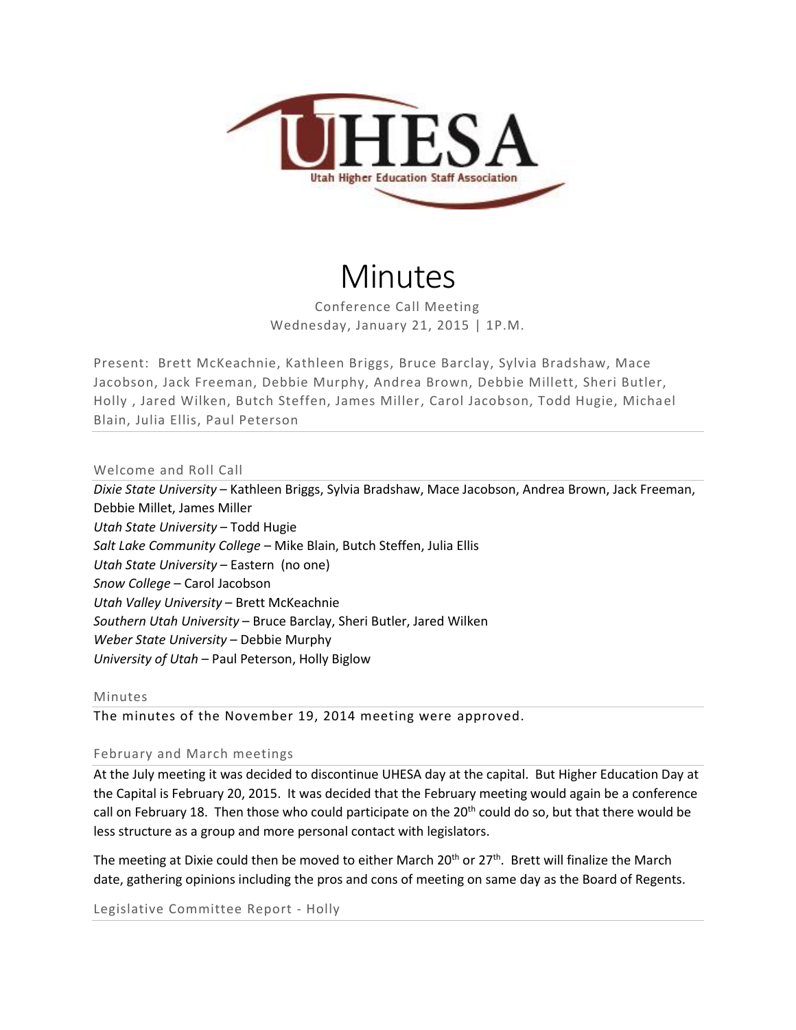UHESA

Utah Higher Education Staff Association

# Minutes

Conference Call Meeting

Wednesday, January 21, 2015 | 1P.M.

Present: Brett McKeachnie, Kathleen Briggs, Bruce Barclay, Sylvia Bradshaw, Mace Jacobson, Jack Freeman, Debbie Murphy, Andrea Brown, Debbie Millett, Sheri Butler, Holly , Jared Wilken, Butch Steffen, James Miller, Carol Jacobson, Todd Hugie, Michael Blain, Julia Ellis, Paul Peterson

## Welcome and Roll Call

*Dixie State University* – Kathleen Briggs, Sylvia Bradshaw, Mace Jacobson, Andrea Brown, Jack Freeman, Debbie Millet, James Miller

*Utah State University* – Todd Hugie

*Salt Lake Community College* – Mike Blain, Butch Steffen, Julia Ellis

*Utah State University* – Eastern (no one)

*Snow College* – Carol Jacobson

*Utah Valley University* – Brett McKeachnie

*Southern Utah University* – Bruce Barclay, Sheri Butler, Jared Wilken

*Weber State University* – Debbie Murphy

*University of Utah* – Paul Peterson, Holly Biglow

## Minutes

The minutes of the November 19, 2014 meeting were approved.

## February and March meetings

At the July meeting it was decided to discontinue UHESA day at the capital. But Higher Education Day at the Capital is February 20, 2015. It was decided that the February meeting would again be a conference call on February 18. Then those who could participate on the 20th could do so, but that there would be less structure as a group and more personal contact with legislators.

The meeting at Dixie could then be moved to either March 20th or 27th. Brett will finalize the March date, gathering opinions including the pros and cons of meeting on same day as the Board of Regents.

## Legislative Committee Report - Holly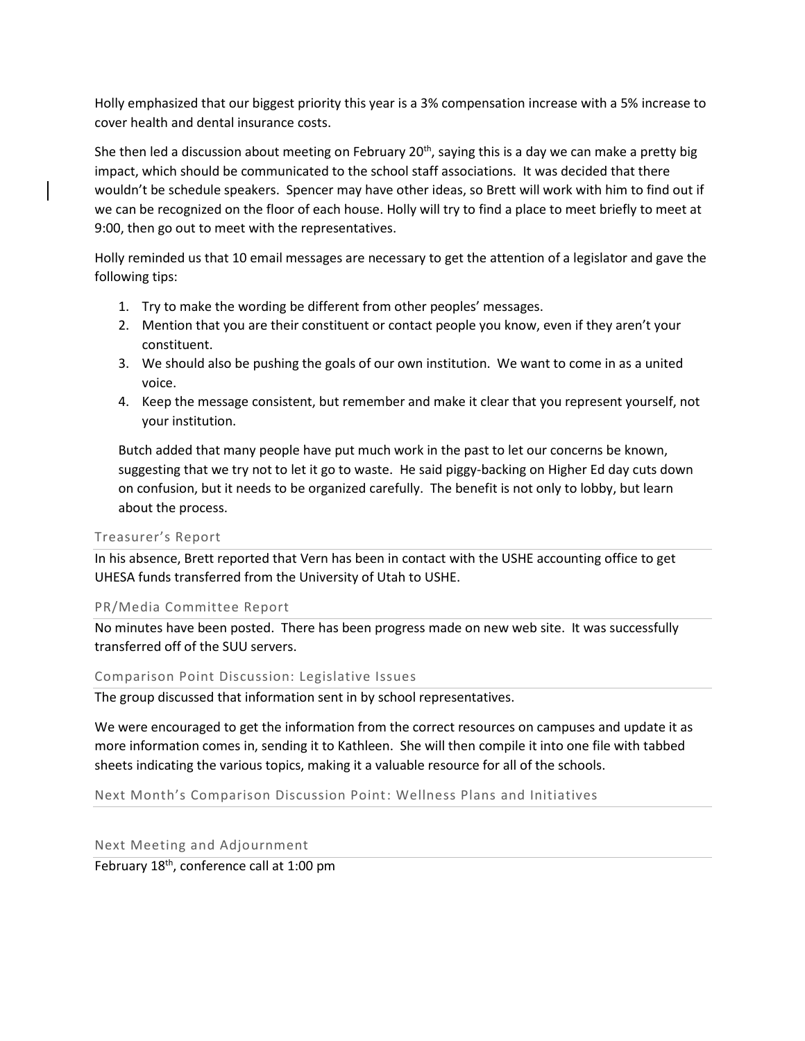Holly emphasized that our biggest priority this year is a 3% compensation increase with a 5% increase to cover health and dental insurance costs.

She then led a discussion about meeting on February 20th, saying this is a day we can make a pretty big impact, which should be communicated to the school staff associations. It was decided that there wouldn't be schedule speakers. Spencer may have other ideas, so Brett will work with him to find out if we can be recognized on the floor of each house. Holly will try to find a place to meet briefly to meet at 9:00, then go out to meet with the representatives.

Holly reminded us that 10 email messages are necessary to get the attention of a legislator and gave the following tips:

1. Try to make the wording be different from other peoples' messages.
2. Mention that you are their constituent or contact people you know, even if they aren't your constituent.
3. We should also be pushing the goals of our own institution. We want to come in as a united voice.
4. Keep the message consistent, but remember and make it clear that you represent yourself, not your institution.

Butch added that many people have put much work in the past to let our concerns be known, suggesting that we try not to let it go to waste. He said piggy-backing on Higher Ed day cuts down on confusion, but it needs to be organized carefully. The benefit is not only to lobby, but learn about the process.

## Treasurer's Report

In his absence, Brett reported that Vern has been in contact with the USHE accounting office to get UHESA funds transferred from the University of Utah to USHE.

## PR/Media Committee Report

No minutes have been posted. There has been progress made on new web site. It was successfully transferred off of the SUU servers.

## Comparison Point Discussion: Legislative Issues

The group discussed that information sent in by school representatives.

We were encouraged to get the information from the correct resources on campuses and update it as more information comes in, sending it to Kathleen. She will then compile it into one file with tabbed sheets indicating the various topics, making it a valuable resource for all of the schools.

## Next Month's Comparison Discussion Point: Wellness Plans and Initiatives

## Next Meeting and Adjournment

February 18th, conference call at 1:00 pm